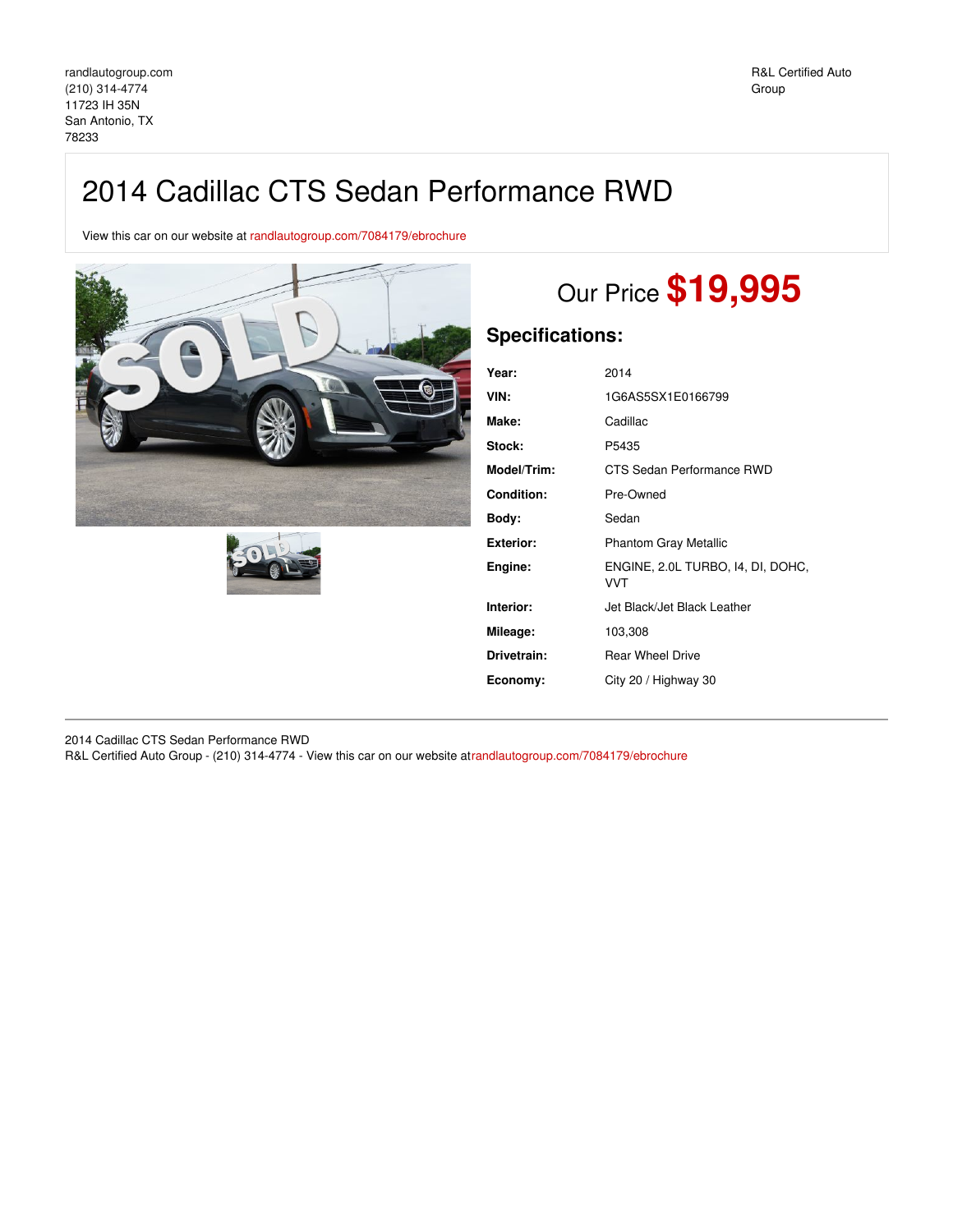randlautogroup.com
(210) 314-4774
11723 IH 35N
San Antonio, TX
78233

R&L Certified Auto Group

# 2014 Cadillac CTS Sedan Performance RWD

View this car on our website at randlautogroup.com/7084179/ebrochure

Our Price **$19,995**

## Specifications:

| | |
|---|---|
| **Year:** | 2014 |
| **VIN:** | 1G6AS5SX1E0166799 |
| **Make:** | Cadillac |
| **Stock:** | P5435 |
| **Model/Trim:** | CTS Sedan Performance RWD |
| **Condition:** | Pre-Owned |
| **Body:** | Sedan |
| **Exterior:** | Phantom Gray Metallic |
| **Engine:** | ENGINE, 2.0L TURBO, I4, DI, DOHC, VVT |
| **Interior:** | Jet Black/Jet Black Leather |
| **Mileage:** | 103,308 |
| **Drivetrain:** | Rear Wheel Drive |
| **Economy:** | City 20 / Highway 30 |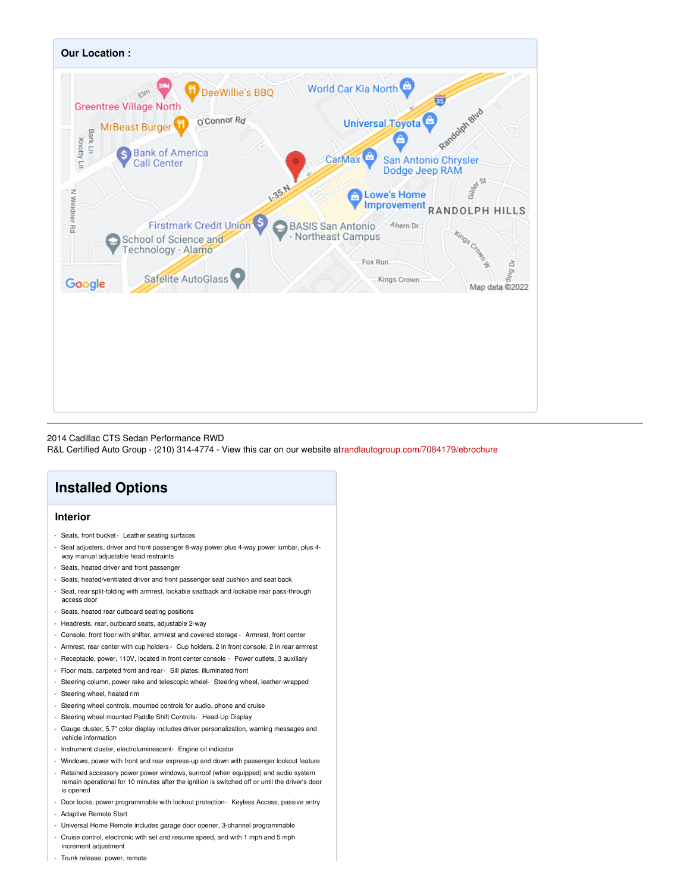## Our Location :

2014 Cadillac CTS Sedan Performance RWD
R&L Certified Auto Group - (210) 314-4774 - View this car on our website at randlautogroup.com/7084179/ebrochure

# Installed Options

## Interior

- Seats, front bucket - Leather seating surfaces
- Seat adjusters, driver and front passenger 8-way power plus 4-way power lumbar, plus 4-way manual adjustable head restraints
- Seats, heated driver and front passenger
- Seats, heated/ventilated driver and front passenger seat cushion and seat back
- Seat, rear split-folding with armrest, lockable seatback and lockable rear pass-through access door
- Seats, heated rear outboard seating positions
- Headrests, rear, outboard seats, adjustable 2-way
- Console, front floor with shifter, armrest and covered storage - Armrest, front center
- Armrest, rear center with cup holders - Cup holders, 2 in front console, 2 in rear armrest
- Receptacle, power, 110V, located in front center console - Power outlets, 3 auxiliary
- Floor mats, carpeted front and rear - Sill plates, illuminated front
- Steering column, power rake and telescopic wheel - Steering wheel, leather-wrapped
- Steering wheel, heated rim
- Steering wheel controls, mounted controls for audio, phone and cruise
- Steering wheel mounted Paddle Shift Controls - Head-Up Display
- Gauge cluster, 5.7" color display includes driver personalization, warning messages and vehicle information
- Instrument cluster, electroluminescent - Engine oil indicator
- Windows, power with front and rear express-up and down with passenger lockout feature
- Retained accessory power power windows, sunroof (when equipped) and audio system remain operational for 10 minutes after the ignition is switched off or until the driver's door is opened
- Door locks, power programmable with lockout protection - Keyless Access, passive entry
- Adaptive Remote Start
- Universal Home Remote includes garage door opener, 3-channel programmable
- Cruise control, electronic with set and resume speed, and with 1 mph and 5 mph increment adjustment
- Trunk release, power, remote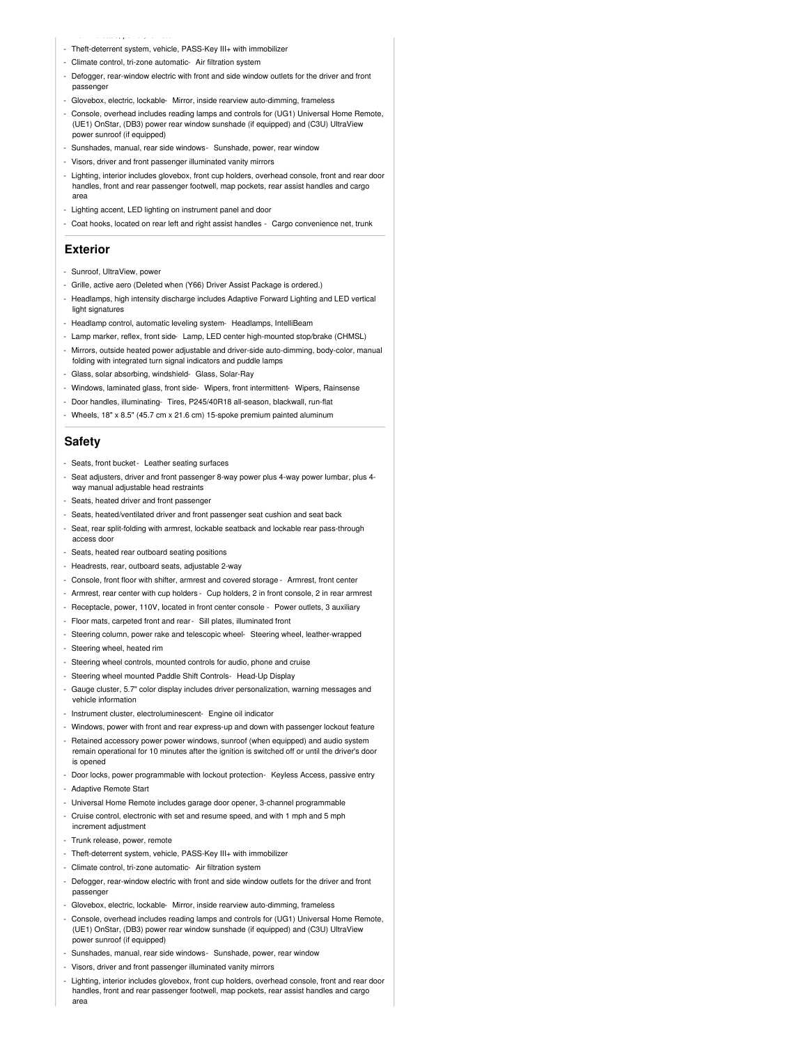- Theft-deterrent system, vehicle, PASS-Key III+ with immobilizer
- Climate control, tri-zone automatic- Air filtration system
- Defogger, rear-window electric with front and side window outlets for the driver and front passenger
- Glovebox, electric, lockable- Mirror, inside rearview auto-dimming, frameless
- Console, overhead includes reading lamps and controls for (UG1) Universal Home Remote, (UE1) OnStar, (DB3) power rear window sunshade (if equipped) and (C3U) UltraView power sunroof (if equipped)
- Sunshades, manual, rear side windows- Sunshade, power, rear window
- Visors, driver and front passenger illuminated vanity mirrors
- Lighting, interior includes glovebox, front cup holders, overhead console, front and rear door handles, front and rear passenger footwell, map pockets, rear assist handles and cargo area
- Lighting accent, LED lighting on instrument panel and door
- Coat hooks, located on rear left and right assist handles - Cargo convenience net, trunk

## Exterior

- Sunroof, UltraView, power
- Grille, active aero (Deleted when (Y66) Driver Assist Package is ordered.)
- Headlamps, high intensity discharge includes Adaptive Forward Lighting and LED vertical light signatures
- Headlamp control, automatic leveling system- Headlamps, IntelliBeam
- Lamp marker, reflex, front side- Lamp, LED center high-mounted stop/brake (CHMSL)
- Mirrors, outside heated power adjustable and driver-side auto-dimming, body-color, manual folding with integrated turn signal indicators and puddle lamps
- Glass, solar absorbing, windshield- Glass, Solar-Ray
- Windows, laminated glass, front side- Wipers, front intermittent- Wipers, Rainsense
- Door handles, illuminating- Tires, P245/40R18 all-season, blackwall, run-flat
- Wheels, 18" x 8.5" (45.7 cm x 21.6 cm) 15-spoke premium painted aluminum

## Safety

- Seats, front bucket - Leather seating surfaces
- Seat adjusters, driver and front passenger 8-way power plus 4-way power lumbar, plus 4-way manual adjustable head restraints
- Seats, heated driver and front passenger
- Seats, heated/ventilated driver and front passenger seat cushion and seat back
- Seat, rear split-folding with armrest, lockable seatback and lockable rear pass-through access door
- Seats, heated rear outboard seating positions
- Headrests, rear, outboard seats, adjustable 2-way
- Console, front floor with shifter, armrest and covered storage - Armrest, front center
- Armrest, rear center with cup holders - Cup holders, 2 in front console, 2 in rear armrest
- Receptacle, power, 110V, located in front center console - Power outlets, 3 auxiliary
- Floor mats, carpeted front and rear - Sill plates, illuminated front
- Steering column, power rake and telescopic wheel- Steering wheel, leather-wrapped
- Steering wheel, heated rim
- Steering wheel controls, mounted controls for audio, phone and cruise
- Steering wheel mounted Paddle Shift Controls- Head-Up Display
- Gauge cluster, 5.7" color display includes driver personalization, warning messages and vehicle information
- Instrument cluster, electroluminescent- Engine oil indicator
- Windows, power with front and rear express-up and down with passenger lockout feature
- Retained accessory power power windows, sunroof (when equipped) and audio system remain operational for 10 minutes after the ignition is switched off or until the driver's door is opened
- Door locks, power programmable with lockout protection- Keyless Access, passive entry
- Adaptive Remote Start
- Universal Home Remote includes garage door opener, 3-channel programmable
- Cruise control, electronic with set and resume speed, and with 1 mph and 5 mph increment adjustment
- Trunk release, power, remote
- Theft-deterrent system, vehicle, PASS-Key III+ with immobilizer
- Climate control, tri-zone automatic- Air filtration system
- Defogger, rear-window electric with front and side window outlets for the driver and front passenger
- Glovebox, electric, lockable- Mirror, inside rearview auto-dimming, frameless
- Console, overhead includes reading lamps and controls for (UG1) Universal Home Remote, (UE1) OnStar, (DB3) power rear window sunshade (if equipped) and (C3U) UltraView power sunroof (if equipped)
- Sunshades, manual, rear side windows- Sunshade, power, rear window
- Visors, driver and front passenger illuminated vanity mirrors
- Lighting, interior includes glovebox, front cup holders, overhead console, front and rear door handles, front and rear passenger footwell, map pockets, rear assist handles and cargo area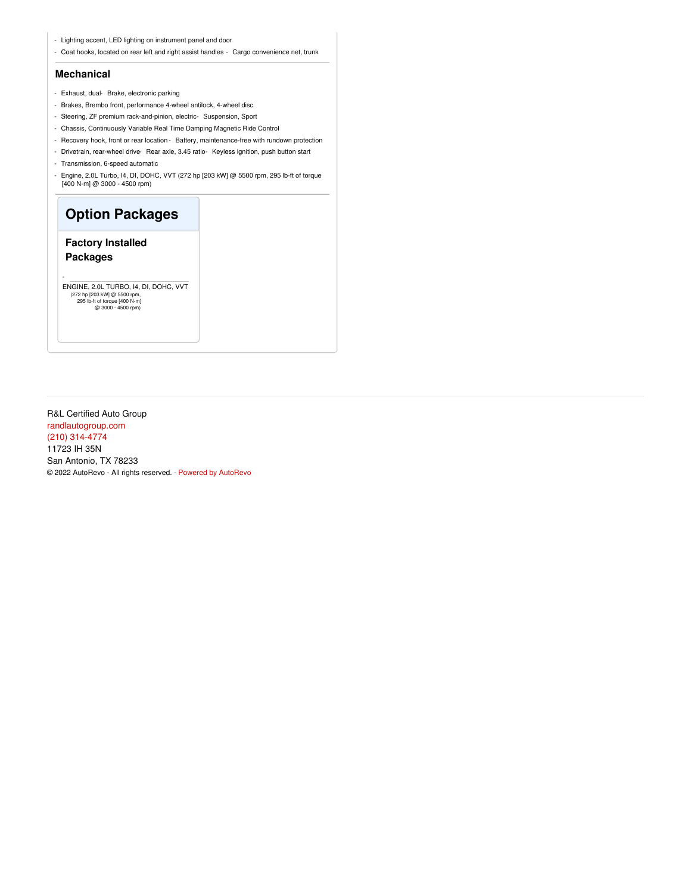- Lighting accent, LED lighting on instrument panel and door
- Coat hooks, located on rear left and right assist handles
- Cargo convenience net, trunk

## Mechanical

- Exhaust, dual
- Brake, electronic parking
- Brakes, Brembo front, performance 4-wheel antilock, 4-wheel disc
- Steering, ZF premium rack-and-pinion, electric
- Suspension, Sport
- Chassis, Continuously Variable Real Time Damping Magnetic Ride Control
- Recovery hook, front or rear location
- Battery, maintenance-free with rundown protection
- Drivetrain, rear-wheel drive
- Rear axle, 3.45 ratio
- Keyless ignition, push button start
- Transmission, 6-speed automatic
- Engine, 2.0L Turbo, I4, DI, DOHC, VVT (272 hp [203 kW] @ 5500 rpm, 295 lb-ft of torque [400 N-m] @ 3000 - 4500 rpm)

# Option Packages

## Factory Installed Packages

-

ENGINE, 2.0L TURBO, I4, DI, DOHC, VVT
(272 hp [203 kW] @ 5500 rpm, 295 lb-ft of torque [400 N-m] @ 3000 - 4500 rpm)

R&L Certified Auto Group
randlautogroup.com
(210) 314-4774
11723 IH 35N
San Antonio, TX 78233
© 2022 AutoRevo - All rights reserved. - Powered by AutoRevo